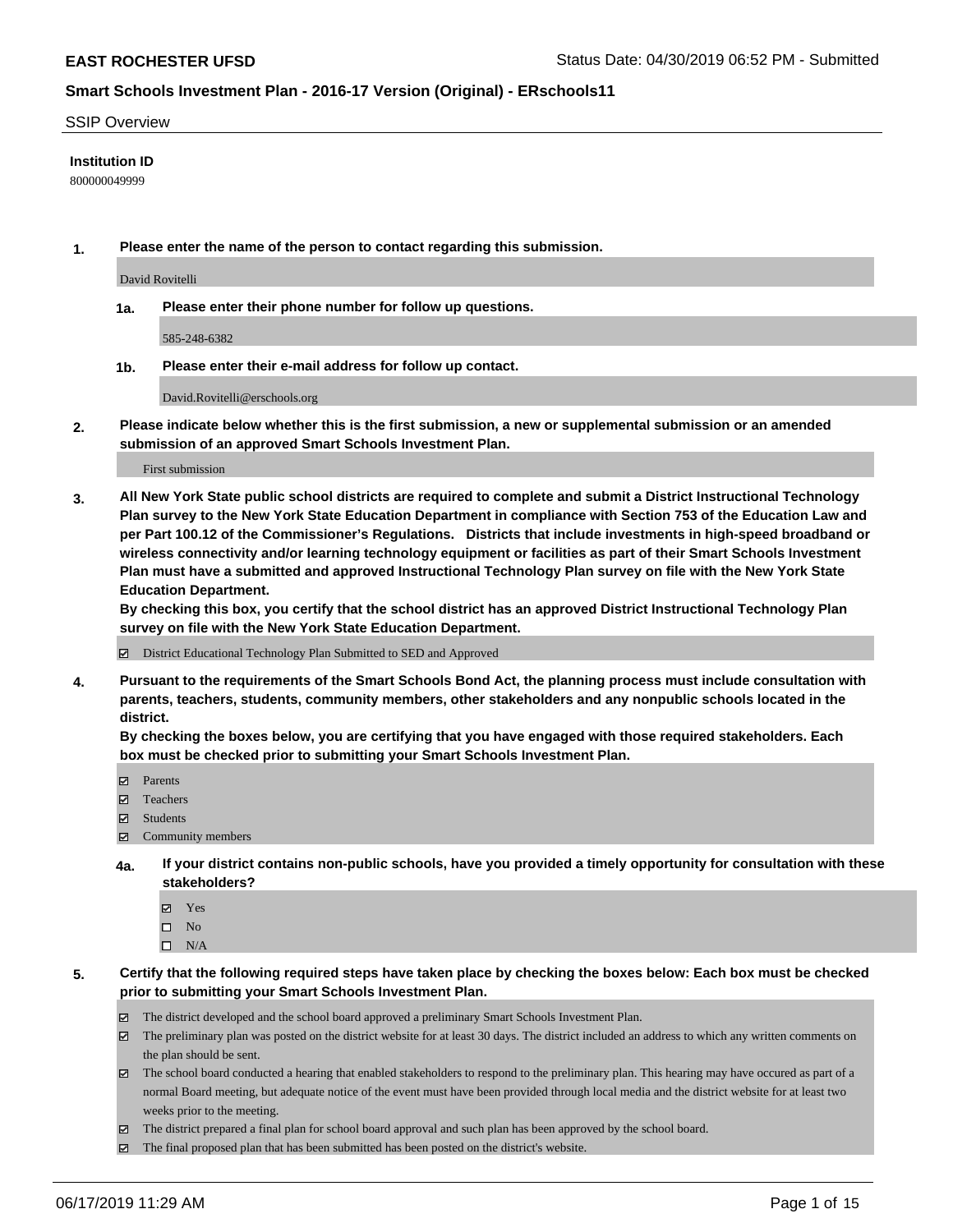**EAST ROCHESTER UFSD** Status Date: 04/30/2019 06:52 PM - Submitted

**Smart Schools Investment Plan - 2016-17 Version (Original) - ERschools11**

SSIP Overview

**Institution ID**

800000049999

**1. Please enter the name of the person to contact regarding this submission.**

David Rovitelli

**1a. Please enter their phone number for follow up questions.**

585-248-6382

**1b. Please enter their e-mail address for follow up contact.**

David.Rovitelli@erschools.org

**2. Please indicate below whether this is the first submission, a new or supplemental submission or an amended submission of an approved Smart Schools Investment Plan.**

First submission

**3. All New York State public school districts are required to complete and submit a District Instructional Technology Plan survey to the New York State Education Department in compliance with Section 753 of the Education Law and per Part 100.12 of the Commissioner's Regulations. Districts that include investments in high-speed broadband or wireless connectivity and/or learning technology equipment or facilities as part of their Smart Schools Investment Plan must have a submitted and approved Instructional Technology Plan survey on file with the New York State Education Department.**
**By checking this box, you certify that the school district has an approved District Instructional Technology Plan survey on file with the New York State Education Department.**

☑ District Educational Technology Plan Submitted to SED and Approved

**4. Pursuant to the requirements of the Smart Schools Bond Act, the planning process must include consultation with parents, teachers, students, community members, other stakeholders and any nonpublic schools located in the district.**
**By checking the boxes below, you are certifying that you have engaged with those required stakeholders. Each box must be checked prior to submitting your Smart Schools Investment Plan.**

☑ Parents
☑ Teachers
☑ Students
☑ Community members

**4a. If your district contains non-public schools, have you provided a timely opportunity for consultation with these stakeholders?**

☑ Yes
☐ No
☐ N/A

**5. Certify that the following required steps have taken place by checking the boxes below: Each box must be checked prior to submitting your Smart Schools Investment Plan.**

☑ The district developed and the school board approved a preliminary Smart Schools Investment Plan.
☑ The preliminary plan was posted on the district website for at least 30 days. The district included an address to which any written comments on the plan should be sent.
☑ The school board conducted a hearing that enabled stakeholders to respond to the preliminary plan. This hearing may have occured as part of a normal Board meeting, but adequate notice of the event must have been provided through local media and the district website for at least two weeks prior to the meeting.
☑ The district prepared a final plan for school board approval and such plan has been approved by the school board.
☑ The final proposed plan that has been submitted has been posted on the district's website.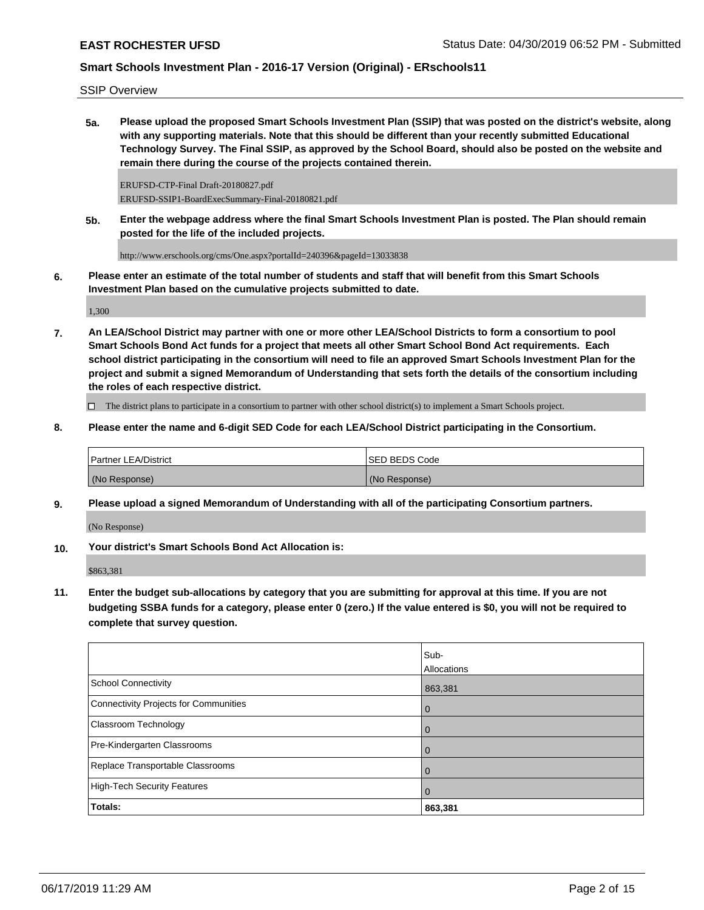SSIP Overview

**5a. Please upload the proposed Smart Schools Investment Plan (SSIP) that was posted on the district's website, along with any supporting materials. Note that this should be different than your recently submitted Educational Technology Survey. The Final SSIP, as approved by the School Board, should also be posted on the website and remain there during the course of the projects contained therein.**

ERUFSD-CTP-Final Draft-20180827.pdf
ERUFSD-SSIP1-BoardExecSummary-Final-20180821.pdf

**5b. Enter the webpage address where the final Smart Schools Investment Plan is posted. The Plan should remain posted for the life of the included projects.**

http://www.erschools.org/cms/One.aspx?portalId=240396&pageId=13033838

**6. Please enter an estimate of the total number of students and staff that will benefit from this Smart Schools Investment Plan based on the cumulative projects submitted to date.**

1,300

**7. An LEA/School District may partner with one or more other LEA/School Districts to form a consortium to pool Smart Schools Bond Act funds for a project that meets all other Smart School Bond Act requirements. Each school district participating in the consortium will need to file an approved Smart Schools Investment Plan for the project and submit a signed Memorandum of Understanding that sets forth the details of the consortium including the roles of each respective district.**

☐ The district plans to participate in a consortium to partner with other school district(s) to implement a Smart Schools project.

**8. Please enter the name and 6-digit SED Code for each LEA/School District participating in the Consortium.**

| Partner LEA/District | SED BEDS Code |
|---|---|
| (No Response) | (No Response) |

**9. Please upload a signed Memorandum of Understanding with all of the participating Consortium partners.**

(No Response)

**10. Your district's Smart Schools Bond Act Allocation is:**

$863,381

**11. Enter the budget sub-allocations by category that you are submitting for approval at this time. If you are not budgeting SSBA funds for a category, please enter 0 (zero.) If the value entered is $0, you will not be required to complete that survey question.**

| | Sub-Allocations |
|---|---|
| School Connectivity | 863,381 |
| Connectivity Projects for Communities | 0 |
| Classroom Technology | 0 |
| Pre-Kindergarten Classrooms | 0 |
| Replace Transportable Classrooms | 0 |
| High-Tech Security Features | 0 |
| **Totals:** | **863,381** |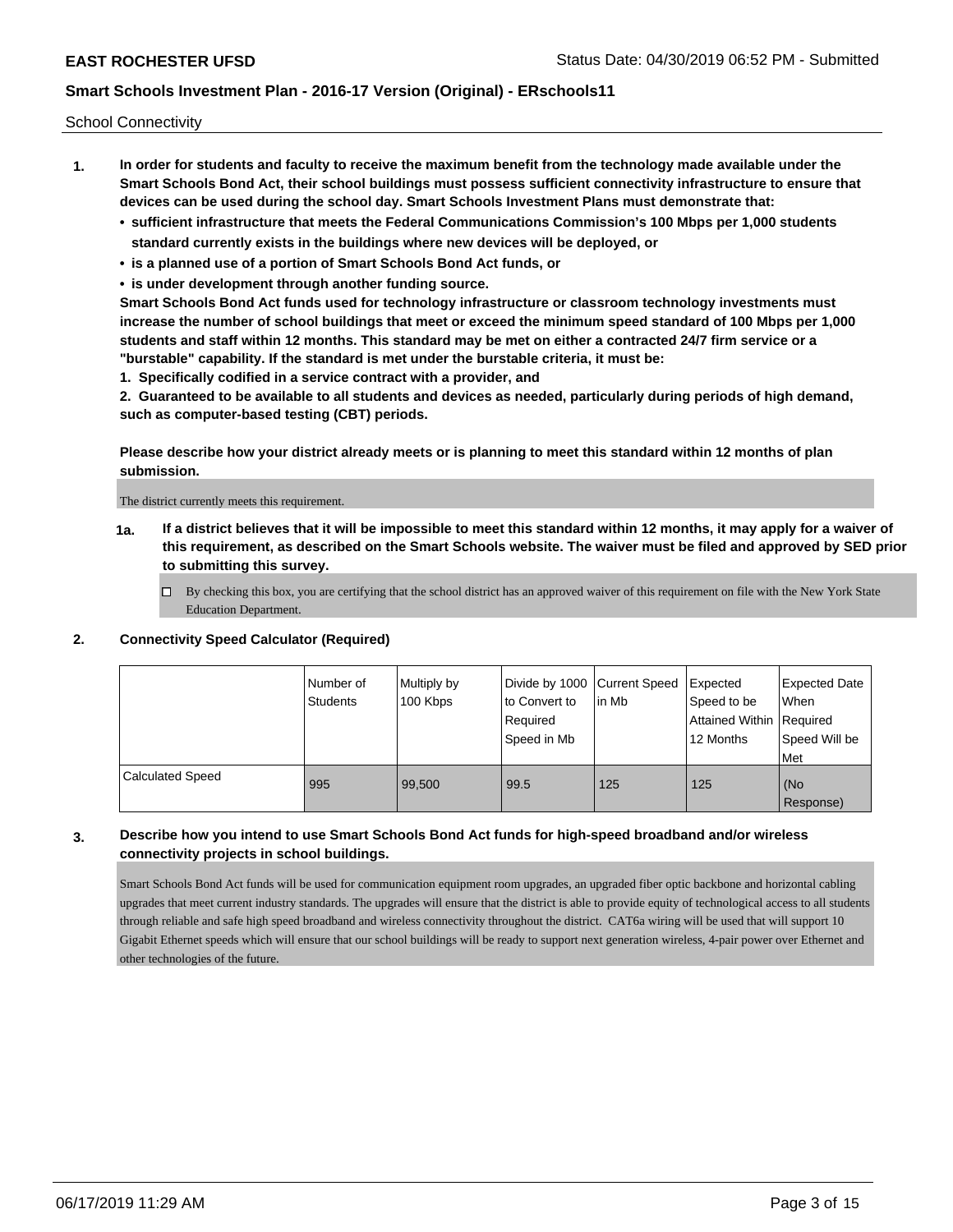School Connectivity

1. **In order for students and faculty to receive the maximum benefit from the technology made available under the Smart Schools Bond Act, their school buildings must possess sufficient connectivity infrastructure to ensure that devices can be used during the school day. Smart Schools Investment Plans must demonstrate that:**
   - **sufficient infrastructure that meets the Federal Communications Commission's 100 Mbps per 1,000 students standard currently exists in the buildings where new devices will be deployed, or**
   - **is a planned use of a portion of Smart Schools Bond Act funds, or**
   - **is under development through another funding source.**

   **Smart Schools Bond Act funds used for technology infrastructure or classroom technology investments must increase the number of school buildings that meet or exceed the minimum speed standard of 100 Mbps per 1,000 students and staff within 12 months. This standard may be met on either a contracted 24/7 firm service or a "burstable" capability. If the standard is met under the burstable criteria, it must be:**

   **1. Specifically codified in a service contract with a provider, and**

   **2. Guaranteed to be available to all students and devices as needed, particularly during periods of high demand, such as computer-based testing (CBT) periods.**

   **Please describe how your district already meets or is planning to meet this standard within 12 months of plan submission.**

   The district currently meets this requirement.

   **1a. If a district believes that it will be impossible to meet this standard within 12 months, it may apply for a waiver of this requirement, as described on the Smart Schools website. The waiver must be filed and approved by SED prior to submitting this survey.**

   ☐ By checking this box, you are certifying that the school district has an approved waiver of this requirement on file with the New York State Education Department.

2. **Connectivity Speed Calculator (Required)**

| | Number of Students | Multiply by 100 Kbps | Divide by 1000 to Convert to Required Speed in Mb | Current Speed in Mb | Expected Speed to be Attained Within 12 Months | Expected Date When Required Speed Will be Met |
|---|---|---|---|---|---|---|
| Calculated Speed | 995 | 99,500 | 99.5 | 125 | 125 | (No Response) |

3. **Describe how you intend to use Smart Schools Bond Act funds for high-speed broadband and/or wireless connectivity projects in school buildings.**

   Smart Schools Bond Act funds will be used for communication equipment room upgrades, an upgraded fiber optic backbone and horizontal cabling upgrades that meet current industry standards. The upgrades will ensure that the district is able to provide equity of technological access to all students through reliable and safe high speed broadband and wireless connectivity throughout the district. CAT6a wiring will be used that will support 10 Gigabit Ethernet speeds which will ensure that our school buildings will be ready to support next generation wireless, 4-pair power over Ethernet and other technologies of the future.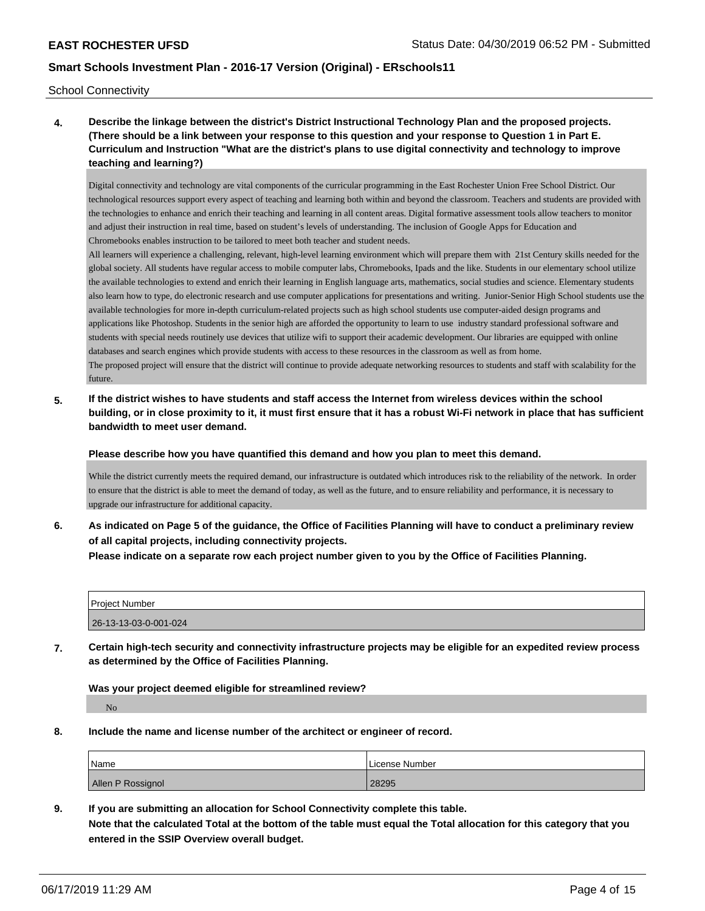School Connectivity

**4. Describe the linkage between the district's District Instructional Technology Plan and the proposed projects. (There should be a link between your response to this question and your response to Question 1 in Part E. Curriculum and Instruction "What are the district's plans to use digital connectivity and technology to improve teaching and learning?)**

Digital connectivity and technology are vital components of the curricular programming in the East Rochester Union Free School District. Our technological resources support every aspect of teaching and learning both within and beyond the classroom. Teachers and students are provided with the technologies to enhance and enrich their teaching and learning in all content areas. Digital formative assessment tools allow teachers to monitor and adjust their instruction in real time, based on student's levels of understanding. The inclusion of Google Apps for Education and Chromebooks enables instruction to be tailored to meet both teacher and student needs.

All learners will experience a challenging, relevant, high-level learning environment which will prepare them with 21st Century skills needed for the global society. All students have regular access to mobile computer labs, Chromebooks, Ipads and the like. Students in our elementary school utilize the available technologies to extend and enrich their learning in English language arts, mathematics, social studies and science. Elementary students also learn how to type, do electronic research and use computer applications for presentations and writing. Junior-Senior High School students use the available technologies for more in-depth curriculum-related projects such as high school students use computer-aided design programs and applications like Photoshop. Students in the senior high are afforded the opportunity to learn to use industry standard professional software and students with special needs routinely use devices that utilize wifi to support their academic development. Our libraries are equipped with online databases and search engines which provide students with access to these resources in the classroom as well as from home.

The proposed project will ensure that the district will continue to provide adequate networking resources to students and staff with scalability for the future.

**5. If the district wishes to have students and staff access the Internet from wireless devices within the school building, or in close proximity to it, it must first ensure that it has a robust Wi-Fi network in place that has sufficient bandwidth to meet user demand.**

**Please describe how you have quantified this demand and how you plan to meet this demand.**

While the district currently meets the required demand, our infrastructure is outdated which introduces risk to the reliability of the network. In order to ensure that the district is able to meet the demand of today, as well as the future, and to ensure reliability and performance, it is necessary to upgrade our infrastructure for additional capacity.

**6. As indicated on Page 5 of the guidance, the Office of Facilities Planning will have to conduct a preliminary review of all capital projects, including connectivity projects.**
**Please indicate on a separate row each project number given to you by the Office of Facilities Planning.**

| Project Number |
|---|
| 26-13-13-03-0-001-024 |

**7. Certain high-tech security and connectivity infrastructure projects may be eligible for an expedited review process as determined by the Office of Facilities Planning.**

**Was your project deemed eligible for streamlined review?**

No

**8. Include the name and license number of the architect or engineer of record.**

| Name | License Number |
|---|---|
| Allen P Rossignol | 28295 |

**9. If you are submitting an allocation for School Connectivity complete this table.**
**Note that the calculated Total at the bottom of the table must equal the Total allocation for this category that you entered in the SSIP Overview overall budget.**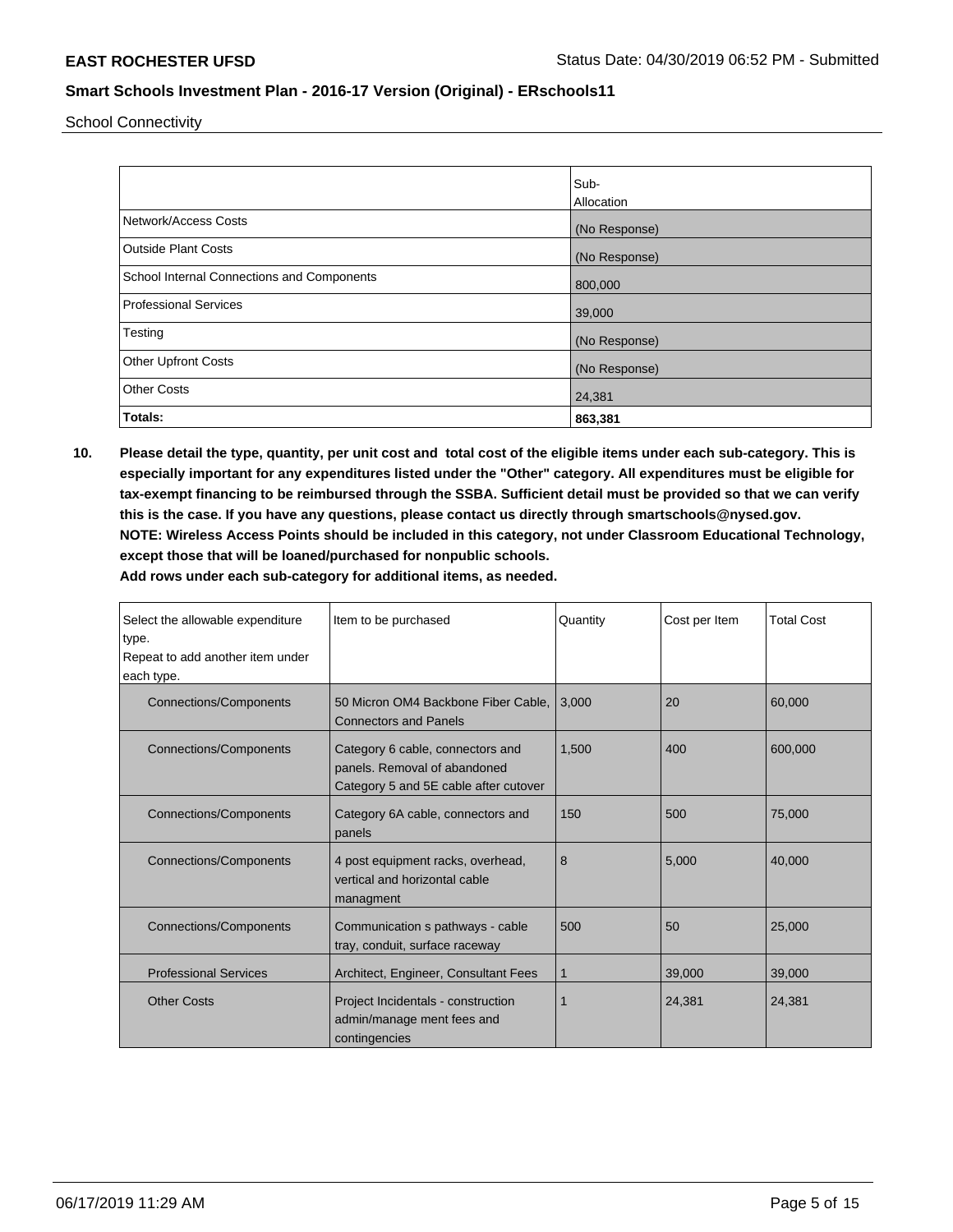School Connectivity

| | Sub-Allocation |
|---|---|
| Network/Access Costs | (No Response) |
| Outside Plant Costs | (No Response) |
| School Internal Connections and Components | 800,000 |
| Professional Services | 39,000 |
| Testing | (No Response) |
| Other Upfront Costs | (No Response) |
| Other Costs | 24,381 |
| **Totals:** | **863,381** |

**10. Please detail the type, quantity, per unit cost and total cost of the eligible items under each sub-category. This is especially important for any expenditures listed under the "Other" category. All expenditures must be eligible for tax-exempt financing to be reimbursed through the SSBA. Sufficient detail must be provided so that we can verify this is the case. If you have any questions, please contact us directly through smartschools@nysed.gov.**
**NOTE: Wireless Access Points should be included in this category, not under Classroom Educational Technology, except those that will be loaned/purchased for nonpublic schools.**
**Add rows under each sub-category for additional items, as needed.**

| Select the allowable expenditure type. Repeat to add another item under each type. | Item to be purchased | Quantity | Cost per Item | Total Cost |
|---|---|---|---|---|
| Connections/Components | 50 Micron OM4 Backbone Fiber Cable, Connectors and Panels | 3,000 | 20 | 60,000 |
| Connections/Components | Category 6 cable, connectors and panels. Removal of abandoned Category 5 and 5E cable after cutover | 1,500 | 400 | 600,000 |
| Connections/Components | Category 6A cable, connectors and panels | 150 | 500 | 75,000 |
| Connections/Components | 4 post equipment racks, overhead, vertical and horizontal cable managment | 8 | 5,000 | 40,000 |
| Connections/Components | Communication s pathways - cable tray, conduit, surface raceway | 500 | 50 | 25,000 |
| Professional Services | Architect, Engineer, Consultant Fees | 1 | 39,000 | 39,000 |
| Other Costs | Project Incidentals - construction admin/manage ment fees and contingencies | 1 | 24,381 | 24,381 |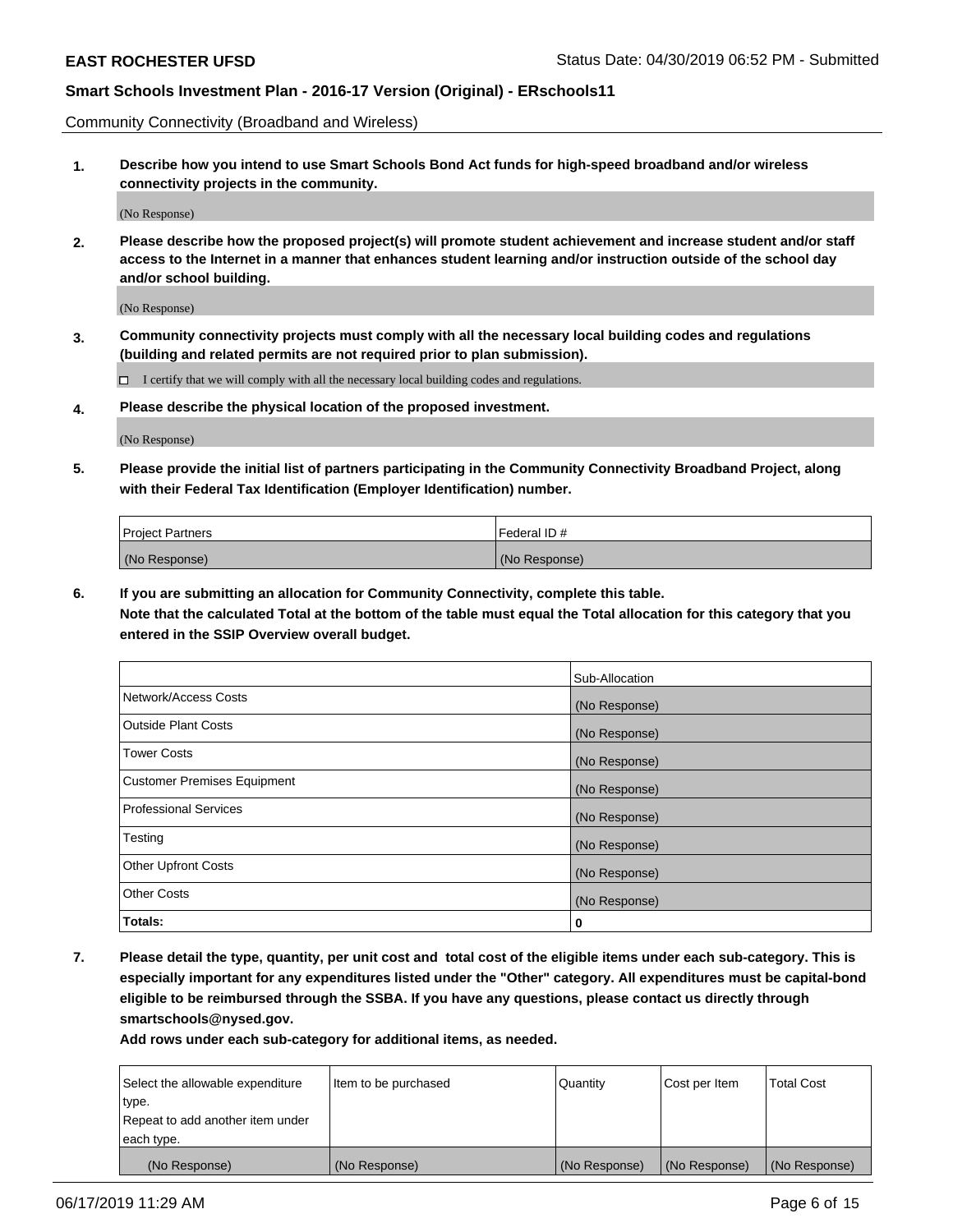Community Connectivity (Broadband and Wireless)

**1. Describe how you intend to use Smart Schools Bond Act funds for high-speed broadband and/or wireless connectivity projects in the community.**

(No Response)

**2. Please describe how the proposed project(s) will promote student achievement and increase student and/or staff access to the Internet in a manner that enhances student learning and/or instruction outside of the school day and/or school building.**

(No Response)

**3. Community connectivity projects must comply with all the necessary local building codes and regulations (building and related permits are not required prior to plan submission).**

☐ I certify that we will comply with all the necessary local building codes and regulations.

**4. Please describe the physical location of the proposed investment.**

(No Response)

**5. Please provide the initial list of partners participating in the Community Connectivity Broadband Project, along with their Federal Tax Identification (Employer Identification) number.**

| Project Partners | Federal ID # |
|---|---|
| (No Response) | (No Response) |

**6. If you are submitting an allocation for Community Connectivity, complete this table. Note that the calculated Total at the bottom of the table must equal the Total allocation for this category that you entered in the SSIP Overview overall budget.**

| | Sub-Allocation |
|---|---|
| Network/Access Costs | (No Response) |
| Outside Plant Costs | (No Response) |
| Tower Costs | (No Response) |
| Customer Premises Equipment | (No Response) |
| Professional Services | (No Response) |
| Testing | (No Response) |
| Other Upfront Costs | (No Response) |
| Other Costs | (No Response) |
| **Totals:** | **0** |

**7. Please detail the type, quantity, per unit cost and total cost of the eligible items under each sub-category. This is especially important for any expenditures listed under the "Other" category. All expenditures must be capital-bond eligible to be reimbursed through the SSBA. If you have any questions, please contact us directly through smartschools@nysed.gov.**

**Add rows under each sub-category for additional items, as needed.**

| Select the allowable expenditure type. Repeat to add another item under each type. | Item to be purchased | Quantity | Cost per Item | Total Cost |
|---|---|---|---|---|
| (No Response) | (No Response) | (No Response) | (No Response) | (No Response) |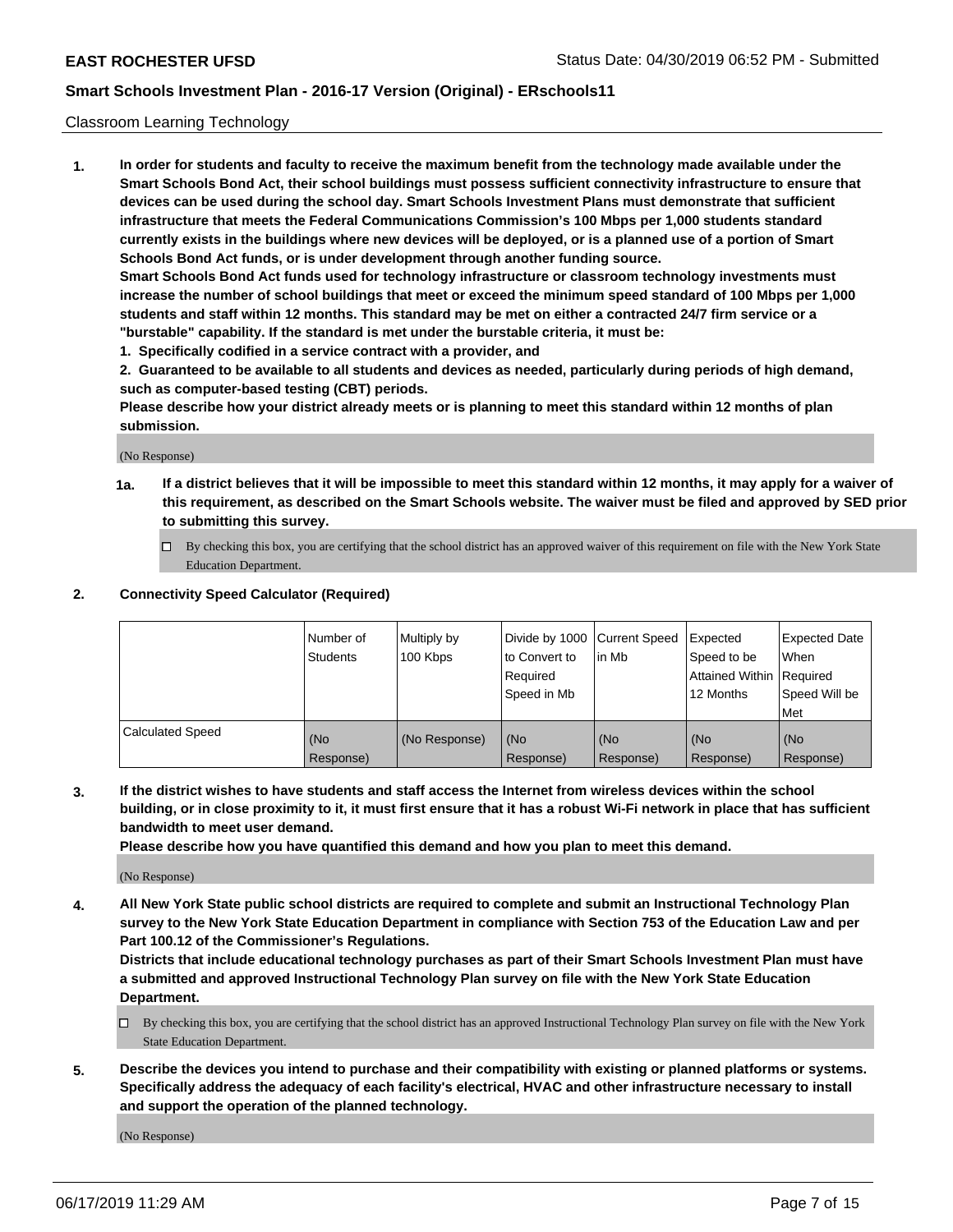Classroom Learning Technology

1. **In order for students and faculty to receive the maximum benefit from the technology made available under the Smart Schools Bond Act, their school buildings must possess sufficient connectivity infrastructure to ensure that devices can be used during the school day. Smart Schools Investment Plans must demonstrate that sufficient infrastructure that meets the Federal Communications Commission's 100 Mbps per 1,000 students standard currently exists in the buildings where new devices will be deployed, or is a planned use of a portion of Smart Schools Bond Act funds, or is under development through another funding source.**
   **Smart Schools Bond Act funds used for technology infrastructure or classroom technology investments must increase the number of school buildings that meet or exceed the minimum speed standard of 100 Mbps per 1,000 students and staff within 12 months. This standard may be met on either a contracted 24/7 firm service or a "burstable" capability. If the standard is met under the burstable criteria, it must be:**
   **1. Specifically codified in a service contract with a provider, and**
   **2. Guaranteed to be available to all students and devices as needed, particularly during periods of high demand, such as computer-based testing (CBT) periods.**
   **Please describe how your district already meets or is planning to meet this standard within 12 months of plan submission.**

   (No Response)

   **1a. If a district believes that it will be impossible to meet this standard within 12 months, it may apply for a waiver of this requirement, as described on the Smart Schools website. The waiver must be filed and approved by SED prior to submitting this survey.**

   ☐ By checking this box, you are certifying that the school district has an approved waiver of this requirement on file with the New York State Education Department.

2. **Connectivity Speed Calculator (Required)**

| | Number of Students | Multiply by 100 Kbps | Divide by 1000 to Convert to Required Speed in Mb | Current Speed in Mb | Expected Speed to be Attained Within 12 Months | Expected Date When Required Speed Will be Met |
|---|---|---|---|---|---|---|
| Calculated Speed | (No Response) | (No Response) | (No Response) | (No Response) | (No Response) | (No Response) |

3. **If the district wishes to have students and staff access the Internet from wireless devices within the school building, or in close proximity to it, it must first ensure that it has a robust Wi-Fi network in place that has sufficient bandwidth to meet user demand.**
   **Please describe how you have quantified this demand and how you plan to meet this demand.**

   (No Response)

4. **All New York State public school districts are required to complete and submit an Instructional Technology Plan survey to the New York State Education Department in compliance with Section 753 of the Education Law and per Part 100.12 of the Commissioner's Regulations.**
   **Districts that include educational technology purchases as part of their Smart Schools Investment Plan must have a submitted and approved Instructional Technology Plan survey on file with the New York State Education Department.**

   ☐ By checking this box, you are certifying that the school district has an approved Instructional Technology Plan survey on file with the New York State Education Department.

5. **Describe the devices you intend to purchase and their compatibility with existing or planned platforms or systems. Specifically address the adequacy of each facility's electrical, HVAC and other infrastructure necessary to install and support the operation of the planned technology.**

   (No Response)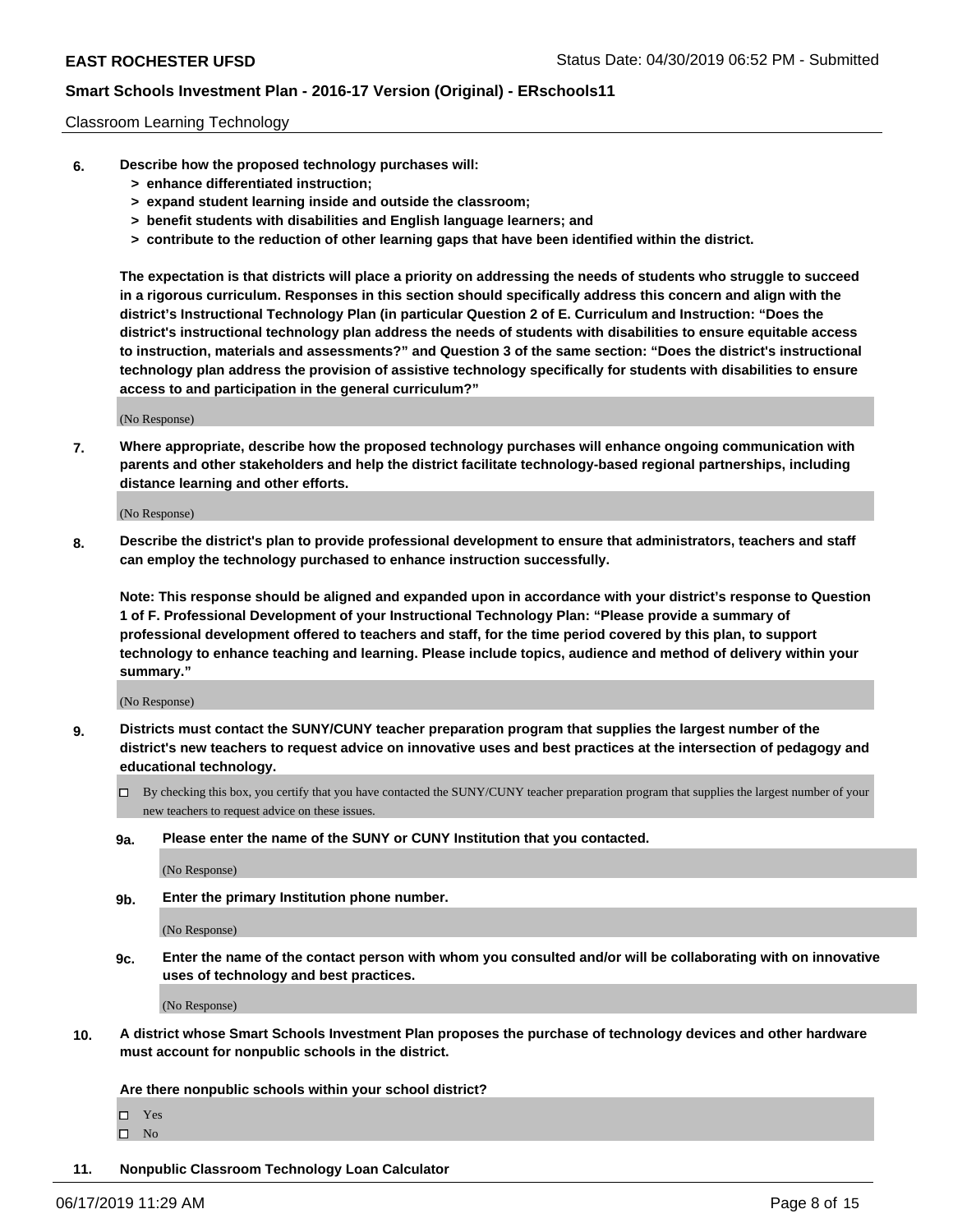Classroom Learning Technology

**6. Describe how the proposed technology purchases will:**
- **> enhance differentiated instruction;**
- **> expand student learning inside and outside the classroom;**
- **> benefit students with disabilities and English language learners; and**
- **> contribute to the reduction of other learning gaps that have been identified within the district.**

**The expectation is that districts will place a priority on addressing the needs of students who struggle to succeed in a rigorous curriculum. Responses in this section should specifically address this concern and align with the district's Instructional Technology Plan (in particular Question 2 of E. Curriculum and Instruction: "Does the district's instructional technology plan address the needs of students with disabilities to ensure equitable access to instruction, materials and assessments?" and Question 3 of the same section: "Does the district's instructional technology plan address the provision of assistive technology specifically for students with disabilities to ensure access to and participation in the general curriculum?"**

(No Response)

**7. Where appropriate, describe how the proposed technology purchases will enhance ongoing communication with parents and other stakeholders and help the district facilitate technology-based regional partnerships, including distance learning and other efforts.**

(No Response)

**8. Describe the district's plan to provide professional development to ensure that administrators, teachers and staff can employ the technology purchased to enhance instruction successfully.**

**Note: This response should be aligned and expanded upon in accordance with your district's response to Question 1 of F. Professional Development of your Instructional Technology Plan: "Please provide a summary of professional development offered to teachers and staff, for the time period covered by this plan, to support technology to enhance teaching and learning. Please include topics, audience and method of delivery within your summary."**

(No Response)

**9. Districts must contact the SUNY/CUNY teacher preparation program that supplies the largest number of the district's new teachers to request advice on innovative uses and best practices at the intersection of pedagogy and educational technology.**

☐ By checking this box, you certify that you have contacted the SUNY/CUNY teacher preparation program that supplies the largest number of your new teachers to request advice on these issues.

**9a. Please enter the name of the SUNY or CUNY Institution that you contacted.**

(No Response)

**9b. Enter the primary Institution phone number.**

(No Response)

**9c. Enter the name of the contact person with whom you consulted and/or will be collaborating with on innovative uses of technology and best practices.**

(No Response)

**10. A district whose Smart Schools Investment Plan proposes the purchase of technology devices and other hardware must account for nonpublic schools in the district.**

**Are there nonpublic schools within your school district?**

☐ Yes
☐ No

**11. Nonpublic Classroom Technology Loan Calculator**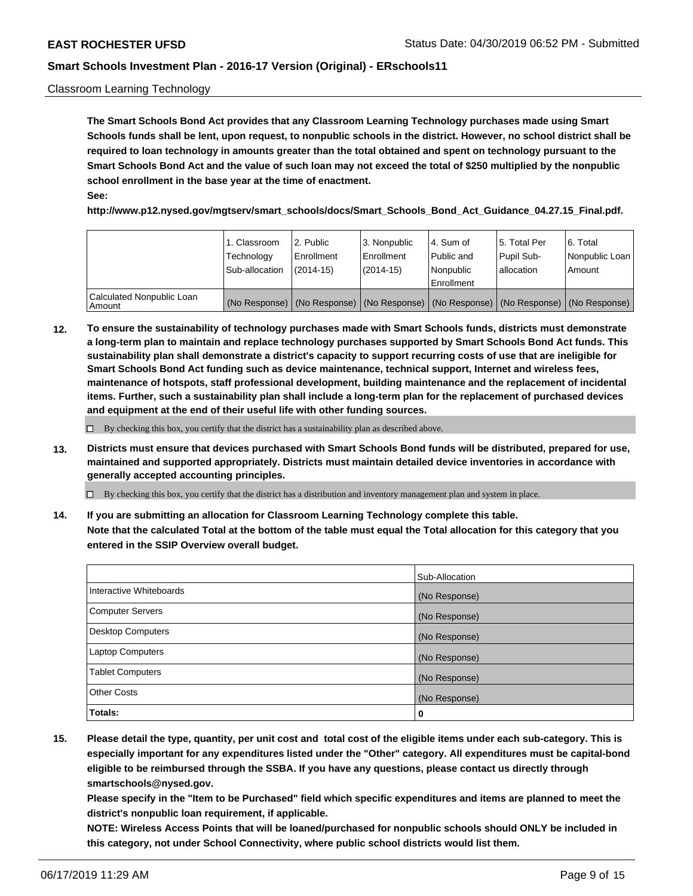Classroom Learning Technology

**The Smart Schools Bond Act provides that any Classroom Learning Technology purchases made using Smart Schools funds shall be lent, upon request, to nonpublic schools in the district. However, no school district shall be required to loan technology in amounts greater than the total obtained and spent on technology pursuant to the Smart Schools Bond Act and the value of such loan may not exceed the total of $250 multiplied by the nonpublic school enrollment in the base year at the time of enactment.**

**See:**

**http://www.p12.nysed.gov/mgtserv/smart_schools/docs/Smart_Schools_Bond_Act_Guidance_04.27.15_Final.pdf.**

| | 1. Classroom Technology Sub-allocation | 2. Public Enrollment (2014-15) | 3. Nonpublic Enrollment (2014-15) | 4. Sum of Public and Nonpublic Enrollment | 5. Total Per Pupil Sub-allocation | 6. Total Nonpublic Loan Amount |
|---|---|---|---|---|---|---|
| Calculated Nonpublic Loan Amount | (No Response) | (No Response) | (No Response) | (No Response) | (No Response) | (No Response) |

**12. To ensure the sustainability of technology purchases made with Smart Schools funds, districts must demonstrate a long-term plan to maintain and replace technology purchases supported by Smart Schools Bond Act funds. This sustainability plan shall demonstrate a district's capacity to support recurring costs of use that are ineligible for Smart Schools Bond Act funding such as device maintenance, technical support, Internet and wireless fees, maintenance of hotspots, staff professional development, building maintenance and the replacement of incidental items. Further, such a sustainability plan shall include a long-term plan for the replacement of purchased devices and equipment at the end of their useful life with other funding sources.**

☐ By checking this box, you certify that the district has a sustainability plan as described above.

**13. Districts must ensure that devices purchased with Smart Schools Bond funds will be distributed, prepared for use, maintained and supported appropriately. Districts must maintain detailed device inventories in accordance with generally accepted accounting principles.**

☐ By checking this box, you certify that the district has a distribution and inventory management plan and system in place.

**14. If you are submitting an allocation for Classroom Learning Technology complete this table. Note that the calculated Total at the bottom of the table must equal the Total allocation for this category that you entered in the SSIP Overview overall budget.**

| | Sub-Allocation |
|---|---|
| Interactive Whiteboards | (No Response) |
| Computer Servers | (No Response) |
| Desktop Computers | (No Response) |
| Laptop Computers | (No Response) |
| Tablet Computers | (No Response) |
| Other Costs | (No Response) |
| **Totals:** | **0** |

**15. Please detail the type, quantity, per unit cost and total cost of the eligible items under each sub-category. This is especially important for any expenditures listed under the "Other" category. All expenditures must be capital-bond eligible to be reimbursed through the SSBA. If you have any questions, please contact us directly through smartschools@nysed.gov.**

**Please specify in the "Item to be Purchased" field which specific expenditures and items are planned to meet the district's nonpublic loan requirement, if applicable.**

**NOTE: Wireless Access Points that will be loaned/purchased for nonpublic schools should ONLY be included in this category, not under School Connectivity, where public school districts would list them.**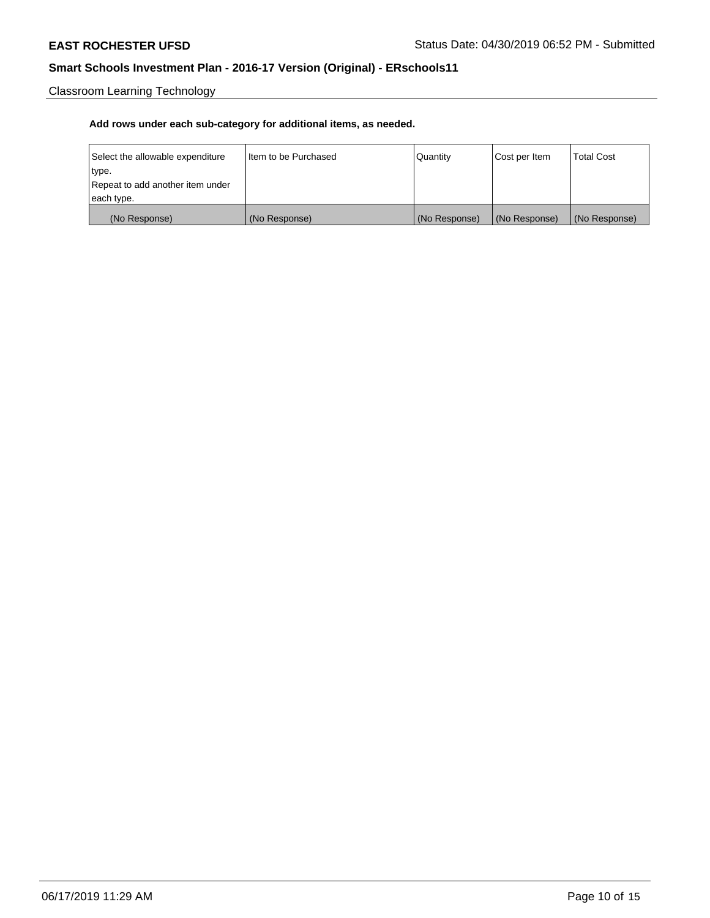Classroom Learning Technology

**Add rows under each sub-category for additional items, as needed.**

| Select the allowable expenditure type. Repeat to add another item under each type. | Item to be Purchased | Quantity | Cost per Item | Total Cost |
|---|---|---|---|---|
| (No Response) | (No Response) | (No Response) | (No Response) | (No Response) |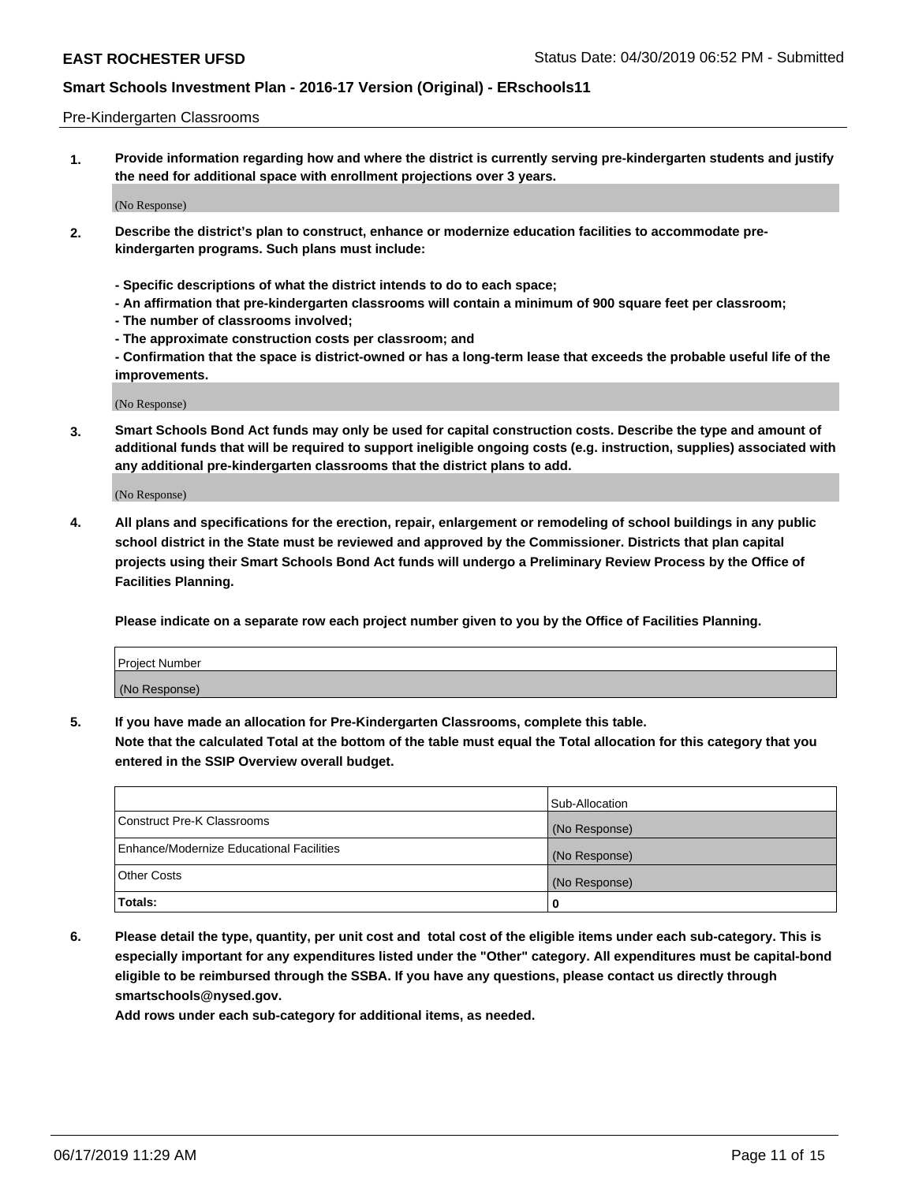Pre-Kindergarten Classrooms

1. **Provide information regarding how and where the district is currently serving pre-kindergarten students and justify the need for additional space with enrollment projections over 3 years.**

(No Response)

2. **Describe the district's plan to construct, enhance or modernize education facilities to accommodate pre-kindergarten programs. Such plans must include:**

   **- Specific descriptions of what the district intends to do to each space;**
   **- An affirmation that pre-kindergarten classrooms will contain a minimum of 900 square feet per classroom;**
   **- The number of classrooms involved;**
   **- The approximate construction costs per classroom; and**
   **- Confirmation that the space is district-owned or has a long-term lease that exceeds the probable useful life of the improvements.**

(No Response)

3. **Smart Schools Bond Act funds may only be used for capital construction costs. Describe the type and amount of additional funds that will be required to support ineligible ongoing costs (e.g. instruction, supplies) associated with any additional pre-kindergarten classrooms that the district plans to add.**

(No Response)

4. **All plans and specifications for the erection, repair, enlargement or remodeling of school buildings in any public school district in the State must be reviewed and approved by the Commissioner. Districts that plan capital projects using their Smart Schools Bond Act funds will undergo a Preliminary Review Process by the Office of Facilities Planning.**

   **Please indicate on a separate row each project number given to you by the Office of Facilities Planning.**

| Project Number |
|---|
| (No Response) |

5. **If you have made an allocation for Pre-Kindergarten Classrooms, complete this table.**
   **Note that the calculated Total at the bottom of the table must equal the Total allocation for this category that you entered in the SSIP Overview overall budget.**

| | Sub-Allocation |
|---|---|
| Construct Pre-K Classrooms | (No Response) |
| Enhance/Modernize Educational Facilities | (No Response) |
| Other Costs | (No Response) |
| **Totals:** | **0** |

6. **Please detail the type, quantity, per unit cost and total cost of the eligible items under each sub-category. This is especially important for any expenditures listed under the "Other" category. All expenditures must be capital-bond eligible to be reimbursed through the SSBA. If you have any questions, please contact us directly through smartschools@nysed.gov.**
   **Add rows under each sub-category for additional items, as needed.**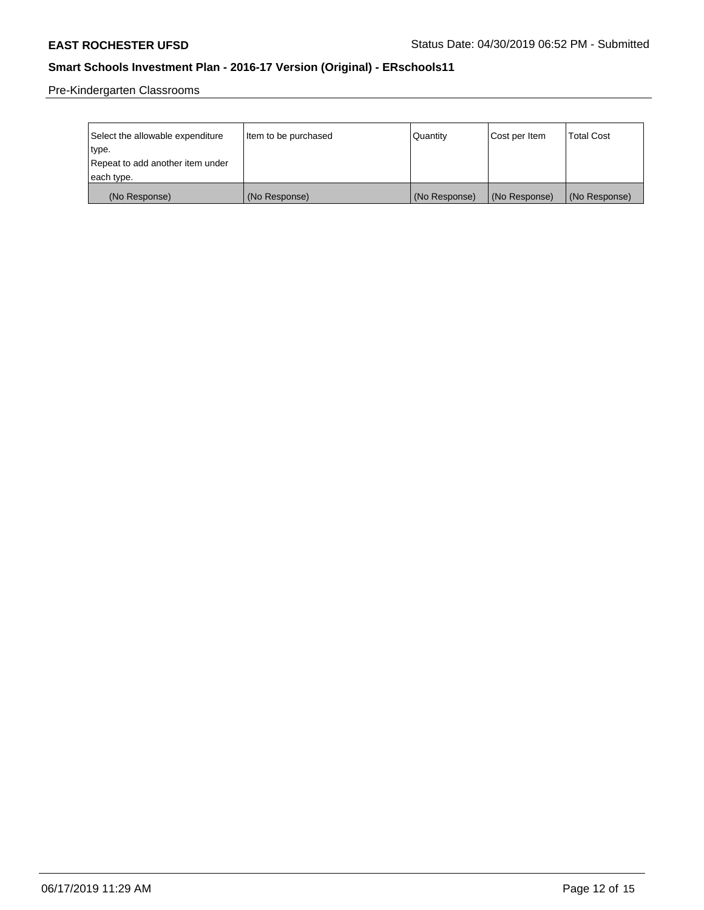Pre-Kindergarten Classrooms

| Select the allowable expenditure type.<br>Repeat to add another item under each type. | Item to be purchased | Quantity | Cost per Item | Total Cost |
|---|---|---|---|---|
| (No Response) | (No Response) | (No Response) | (No Response) | (No Response) |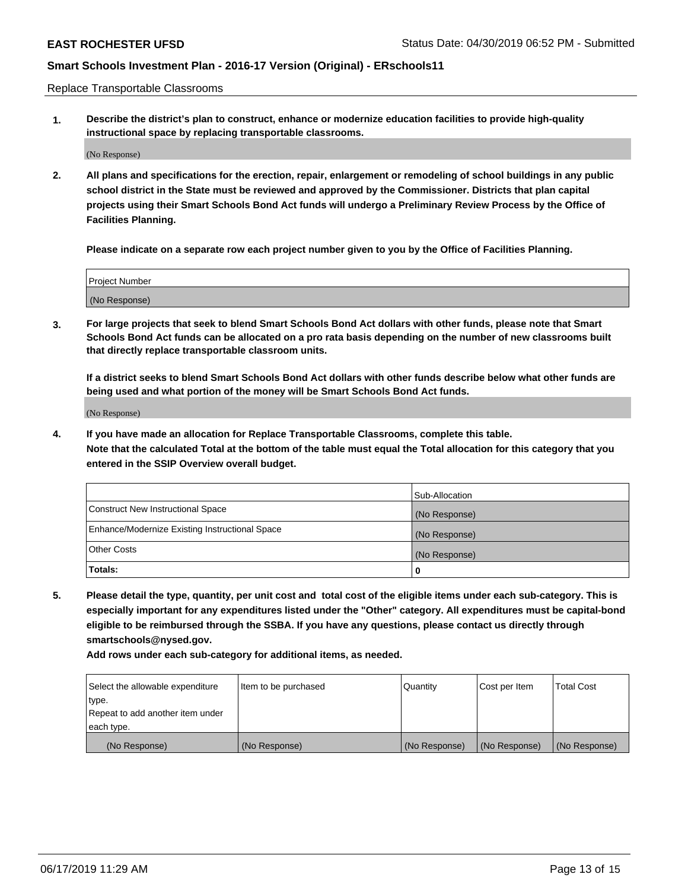Replace Transportable Classrooms

1. **Describe the district's plan to construct, enhance or modernize education facilities to provide high-quality instructional space by replacing transportable classrooms.**

(No Response)

2. **All plans and specifications for the erection, repair, enlargement or remodeling of school buildings in any public school district in the State must be reviewed and approved by the Commissioner. Districts that plan capital projects using their Smart Schools Bond Act funds will undergo a Preliminary Review Process by the Office of Facilities Planning.**

   **Please indicate on a separate row each project number given to you by the Office of Facilities Planning.**

| Project Number |
|---|
| (No Response) |

3. **For large projects that seek to blend Smart Schools Bond Act dollars with other funds, please note that Smart Schools Bond Act funds can be allocated on a pro rata basis depending on the number of new classrooms built that directly replace transportable classroom units.**

   **If a district seeks to blend Smart Schools Bond Act dollars with other funds describe below what other funds are being used and what portion of the money will be Smart Schools Bond Act funds.**

(No Response)

4. **If you have made an allocation for Replace Transportable Classrooms, complete this table. Note that the calculated Total at the bottom of the table must equal the Total allocation for this category that you entered in the SSIP Overview overall budget.**

| | Sub-Allocation |
|---|---|
| Construct New Instructional Space | (No Response) |
| Enhance/Modernize Existing Instructional Space | (No Response) |
| Other Costs | (No Response) |
| **Totals:** | **0** |

5. **Please detail the type, quantity, per unit cost and total cost of the eligible items under each sub-category. This is especially important for any expenditures listed under the "Other" category. All expenditures must be capital-bond eligible to be reimbursed through the SSBA. If you have any questions, please contact us directly through smartschools@nysed.gov.**

   **Add rows under each sub-category for additional items, as needed.**

| Select the allowable expenditure type. Repeat to add another item under each type. | Item to be purchased | Quantity | Cost per Item | Total Cost |
|---|---|---|---|---|
| (No Response) | (No Response) | (No Response) | (No Response) | (No Response) |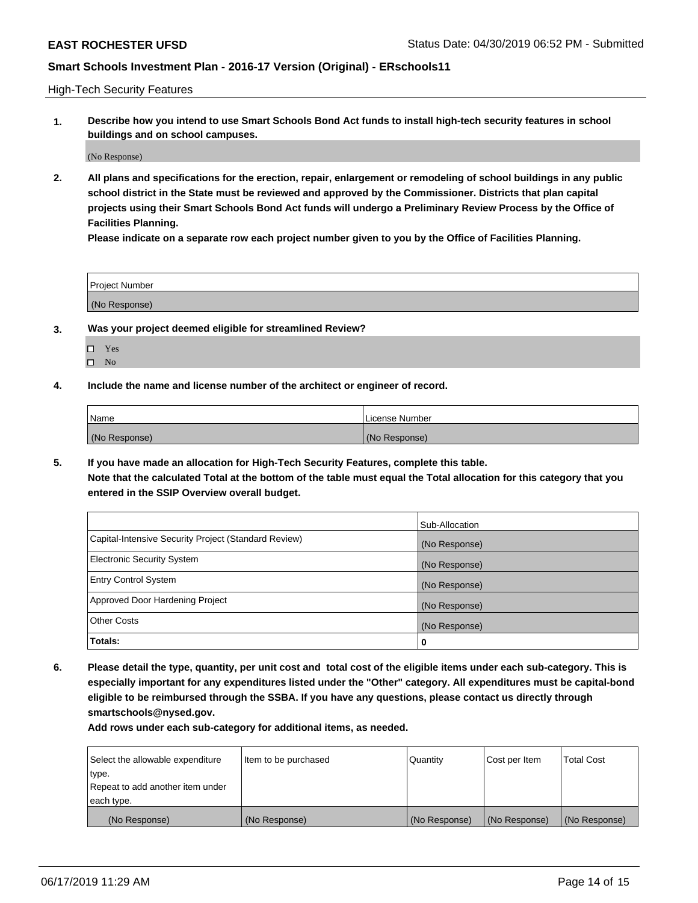High-Tech Security Features

**1. Describe how you intend to use Smart Schools Bond Act funds to install high-tech security features in school buildings and on school campuses.**

(No Response)

**2. All plans and specifications for the erection, repair, enlargement or remodeling of school buildings in any public school district in the State must be reviewed and approved by the Commissioner. Districts that plan capital projects using their Smart Schools Bond Act funds will undergo a Preliminary Review Process by the Office of Facilities Planning.**

**Please indicate on a separate row each project number given to you by the Office of Facilities Planning.**

| Project Number |
|---|
| (No Response) |

**3. Was your project deemed eligible for streamlined Review?**

- ☐ Yes
- ☐ No

**4. Include the name and license number of the architect or engineer of record.**

| Name | License Number |
|---|---|
| (No Response) | (No Response) |

**5. If you have made an allocation for High-Tech Security Features, complete this table.**
**Note that the calculated Total at the bottom of the table must equal the Total allocation for this category that you entered in the SSIP Overview overall budget.**

| | Sub-Allocation |
|---|---|
| Capital-Intensive Security Project (Standard Review) | (No Response) |
| Electronic Security System | (No Response) |
| Entry Control System | (No Response) |
| Approved Door Hardening Project | (No Response) |
| Other Costs | (No Response) |
| **Totals:** | **0** |

**6. Please detail the type, quantity, per unit cost and total cost of the eligible items under each sub-category. This is especially important for any expenditures listed under the "Other" category. All expenditures must be capital-bond eligible to be reimbursed through the SSBA. If you have any questions, please contact us directly through smartschools@nysed.gov.**

**Add rows under each sub-category for additional items, as needed.**

| Select the allowable expenditure type. Repeat to add another item under each type. | Item to be purchased | Quantity | Cost per Item | Total Cost |
|---|---|---|---|---|
| (No Response) | (No Response) | (No Response) | (No Response) | (No Response) |